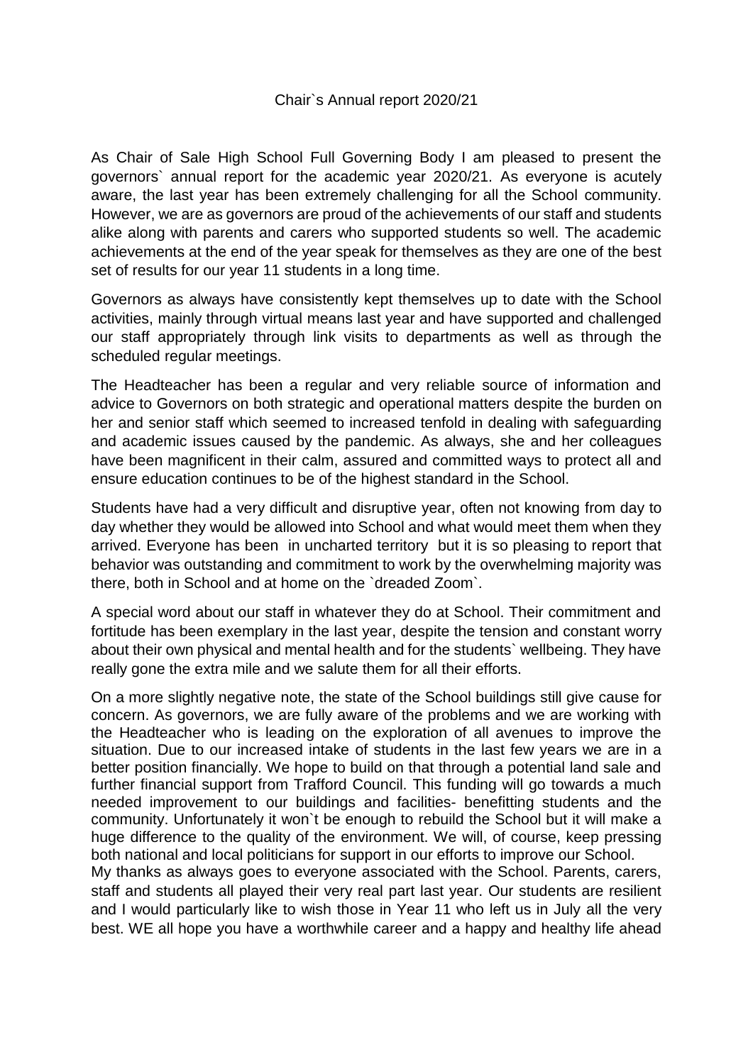# Chair`s Annual report 2020/21

As Chair of Sale High School Full Governing Body I am pleased to present the governors` annual report for the academic year 2020/21. As everyone is acutely aware, the last year has been extremely challenging for all the School community. However, we are as governors are proud of the achievements of our staff and students alike along with parents and carers who supported students so well. The academic achievements at the end of the year speak for themselves as they are one of the best set of results for our year 11 students in a long time.

Governors as always have consistently kept themselves up to date with the School activities, mainly through virtual means last year and have supported and challenged our staff appropriately through link visits to departments as well as through the scheduled regular meetings.

The Headteacher has been a regular and very reliable source of information and advice to Governors on both strategic and operational matters despite the burden on her and senior staff which seemed to increased tenfold in dealing with safeguarding and academic issues caused by the pandemic. As always, she and her colleagues have been magnificent in their calm, assured and committed ways to protect all and ensure education continues to be of the highest standard in the School.

Students have had a very difficult and disruptive year, often not knowing from day to day whether they would be allowed into School and what would meet them when they arrived. Everyone has been in uncharted territory but it is so pleasing to report that behavior was outstanding and commitment to work by the overwhelming majority was there, both in School and at home on the `dreaded Zoom`.

A special word about our staff in whatever they do at School. Their commitment and fortitude has been exemplary in the last year, despite the tension and constant worry about their own physical and mental health and for the students` wellbeing. They have really gone the extra mile and we salute them for all their efforts.

On a more slightly negative note, the state of the School buildings still give cause for concern. As governors, we are fully aware of the problems and we are working with the Headteacher who is leading on the exploration of all avenues to improve the situation. Due to our increased intake of students in the last few years we are in a better position financially. We hope to build on that through a potential land sale and further financial support from Trafford Council. This funding will go towards a much needed improvement to our buildings and facilities- benefitting students and the community. Unfortunately it won`t be enough to rebuild the School but it will make a huge difference to the quality of the environment. We will, of course, keep pressing both national and local politicians for support in our efforts to improve our School.

My thanks as always goes to everyone associated with the School. Parents, carers, staff and students all played their very real part last year. Our students are resilient and I would particularly like to wish those in Year 11 who left us in July all the very best. WE all hope you have a worthwhile career and a happy and healthy life ahead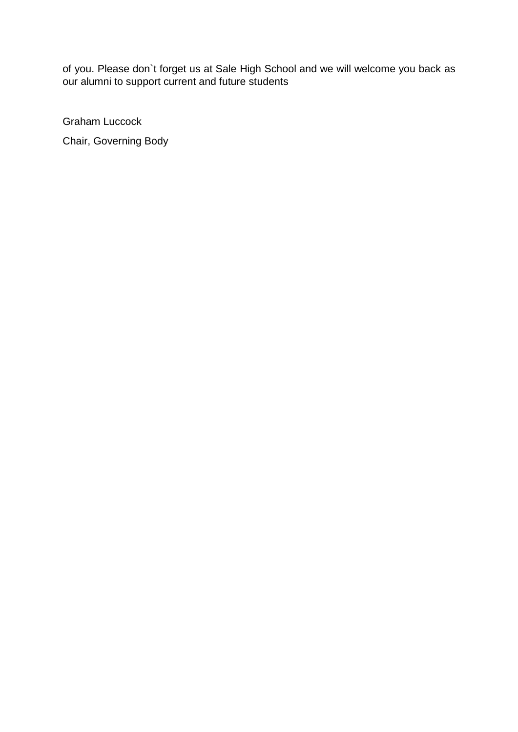of you. Please don`t forget us at Sale High School and we will welcome you back as our alumni to support current and future students

Graham Luccock

Chair, Governing Body